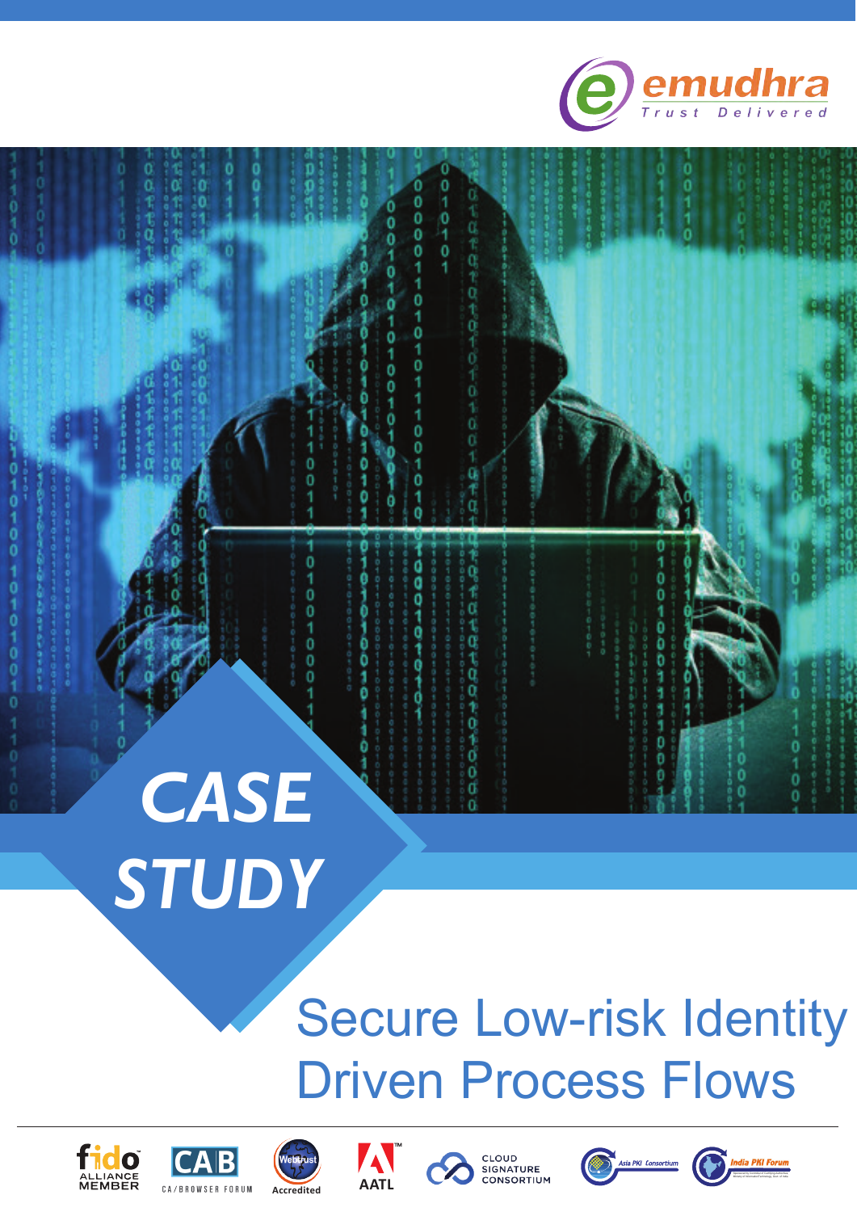emudhra

Trust Delivered

# CASE STUDY

## Secure Low-risk Identity Driven Process Flows

fido ALLIANCE MEMBER

CAB CA/BROWSER FORUM

Webtrust Accredited

AATL

CLOUD SIGNATURE CONSORTIUM

Asia PKI Consortium

India PKI Forum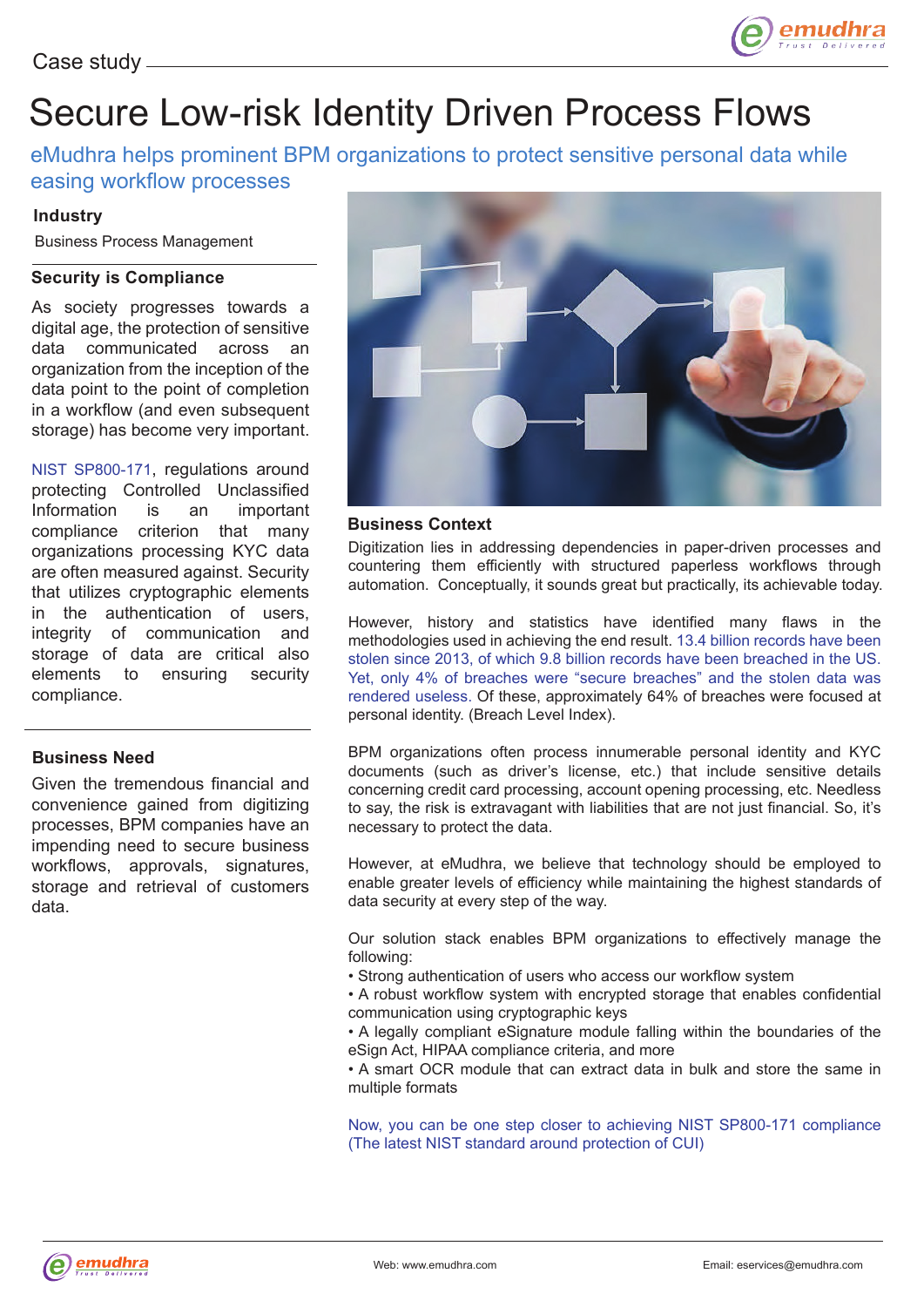Case study

# Secure Low-risk Identity Driven Process Flows

eMudhra helps prominent BPM organizations to protect sensitive personal data while easing workflow processes

### Industry

Business Process Management

### Security is Compliance

As society progresses towards a digital age, the protection of sensitive data communicated across an organization from the inception of the data point to the point of completion in a workflow (and even subsequent storage) has become very important.

NIST SP800-171, regulations around protecting Controlled Unclassified Information is an important compliance criterion that many organizations processing KYC data are often measured against. Security that utilizes cryptographic elements in the authentication of users, integrity of communication and storage of data are critical also elements to ensuring security compliance.

### Business Need

Given the tremendous financial and convenience gained from digitizing processes, BPM companies have an impending need to secure business workflows, approvals, signatures, storage and retrieval of customers data.

### Business Context

Digitization lies in addressing dependencies in paper-driven processes and countering them efficiently with structured paperless workflows through automation. Conceptually, it sounds great but practically, its achievable today.

However, history and statistics have identified many flaws in the methodologies used in achieving the end result. 13.4 billion records have been stolen since 2013, of which 9.8 billion records have been breached in the US. Yet, only 4% of breaches were "secure breaches" and the stolen data was rendered useless. Of these, approximately 64% of breaches were focused at personal identity. (Breach Level Index).

BPM organizations often process innumerable personal identity and KYC documents (such as driver's license, etc.) that include sensitive details concerning credit card processing, account opening processing, etc. Needless to say, the risk is extravagant with liabilities that are not just financial. So, it's necessary to protect the data.

However, at eMudhra, we believe that technology should be employed to enable greater levels of efficiency while maintaining the highest standards of data security at every step of the way.

Our solution stack enables BPM organizations to effectively manage the following:

- Strong authentication of users who access our workflow system
- A robust workflow system with encrypted storage that enables confidential communication using cryptographic keys
- A legally compliant eSignature module falling within the boundaries of the eSign Act, HIPAA compliance criteria, and more
- A smart OCR module that can extract data in bulk and store the same in multiple formats

Now, you can be one step closer to achieving NIST SP800-171 compliance (The latest NIST standard around protection of CUI)

Web: www.emudhra.com Email: eservices@emudhra.com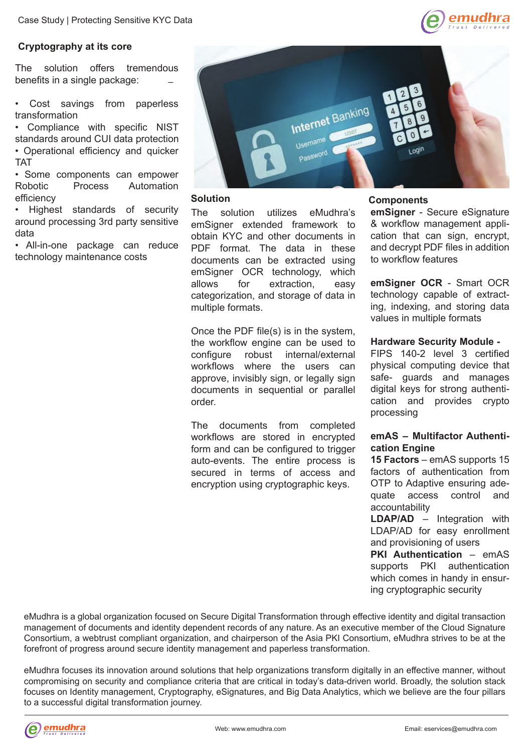## Cryptography at its core

The solution offers tremendous benefits in a single package: –

- Cost savings from paperless transformation
- Compliance with specific NIST standards around CUI data protection
- Operational efficiency and quicker TAT
- Some components can empower Robotic Process Automation efficiency
- Highest standards of security around processing 3rd party sensitive data
- All-in-one package can reduce technology maintenance costs

## Solution

The solution utilizes eMudhra's emSigner extended framework to obtain KYC and other documents in PDF format. The data in these documents can be extracted using emSigner OCR technology, which allows for extraction, easy categorization, and storage of data in multiple formats.

Once the PDF file(s) is in the system, the workflow engine can be used to configure robust internal/external workflows where the users can approve, invisibly sign, or legally sign documents in sequential or parallel order.

The documents from completed workflows are stored in encrypted form and can be configured to trigger auto-events. The entire process is secured in terms of access and encryption using cryptographic keys.

## Components

**emSigner** - Secure eSignature & workflow management application that can sign, encrypt, and decrypt PDF files in addition to workflow features

**emSigner OCR** - Smart OCR technology capable of extracting, indexing, and storing data values in multiple formats

**Hardware Security Module -** FIPS 140-2 level 3 certified physical computing device that safe- guards and manages digital keys for strong authentication and provides crypto processing

**emAS – Multifactor Authentication Engine**

**15 Factors** – emAS supports 15 factors of authentication from OTP to Adaptive ensuring adequate access control and accountability

**LDAP/AD** – Integration with LDAP/AD for easy enrollment and provisioning of users

**PKI Authentication** – emAS supports PKI authentication which comes in handy in ensuring cryptographic security

eMudhra is a global organization focused on Secure Digital Transformation through effective identity and digital transaction management of documents and identity dependent records of any nature. As an executive member of the Cloud Signature Consortium, a webtrust compliant organization, and chairperson of the Asia PKI Consortium, eMudhra strives to be at the forefront of progress around secure identity management and paperless transformation.

eMudhra focuses its innovation around solutions that help organizations transform digitally in an effective manner, without compromising on security and compliance criteria that are critical in today's data-driven world. Broadly, the solution stack focuses on Identity management, Cryptography, eSignatures, and Big Data Analytics, which we believe are the four pillars to a successful digital transformation journey.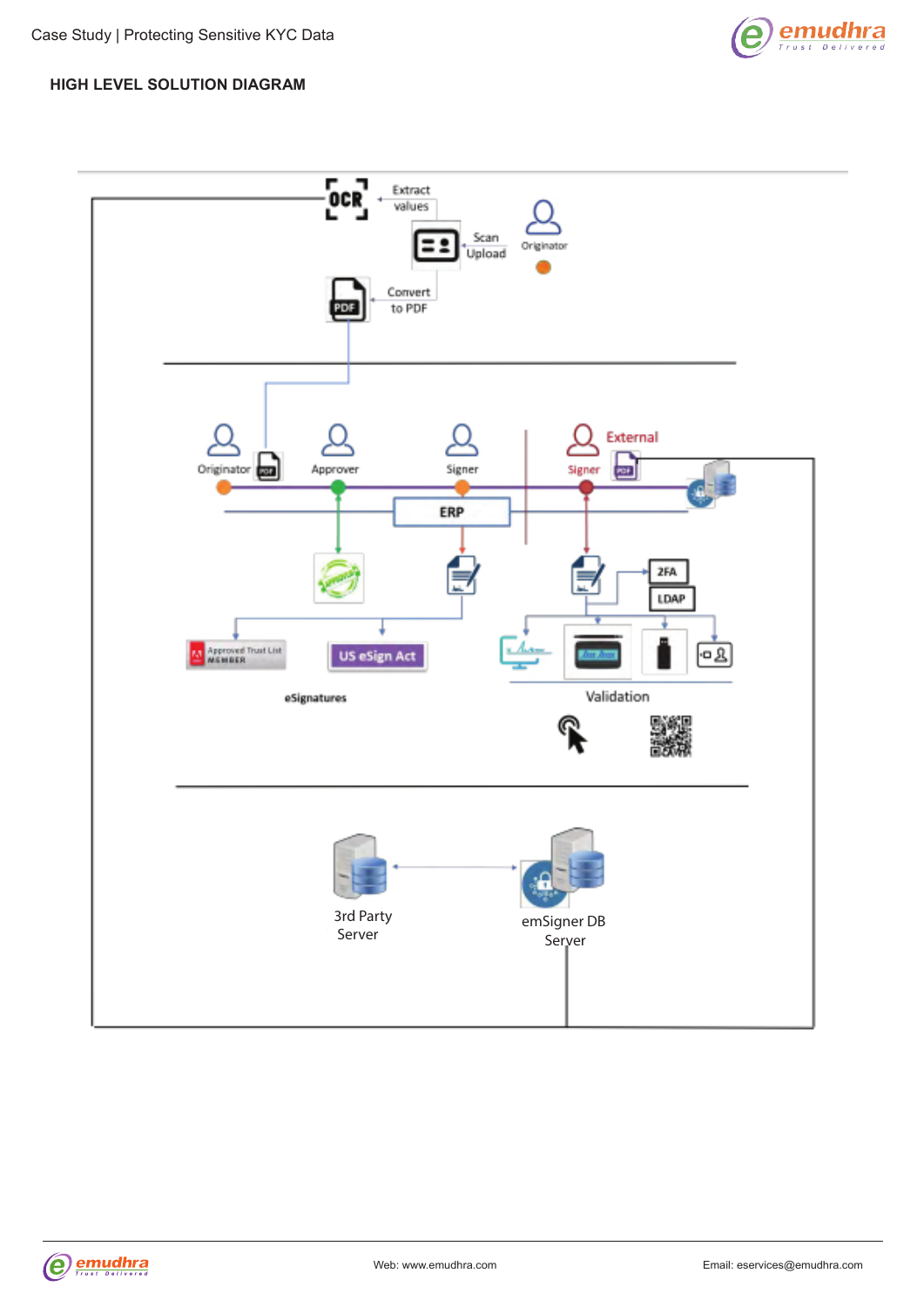## HIGH LEVEL SOLUTION DIAGRAM

OCR

Extract values

Scan Upload

Originator

Convert to PDF

Originator

Approver

Signer

External

Signer

ERP

2FA

LDAP

Approved Trust List MEMBER

US eSign Act

eSignatures

Validation

3rd Party Server

emSigner DB Server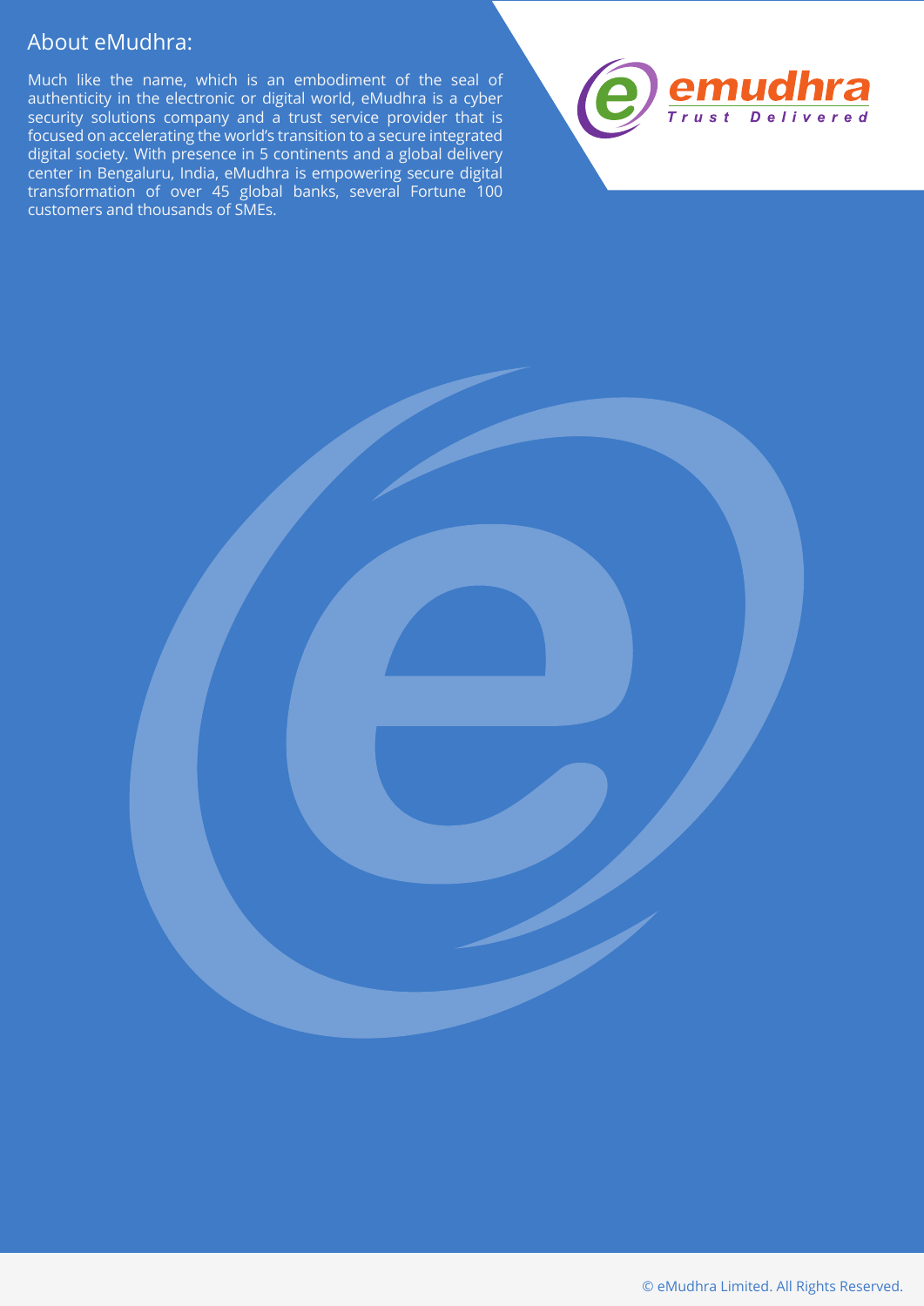## About eMudhra:

Much like the name, which is an embodiment of the seal of authenticity in the electronic or digital world, eMudhra is a cyber security solutions company and a trust service provider that is focused on accelerating the world's transition to a secure integrated digital society. With presence in 5 continents and a global delivery center in Bengaluru, India, eMudhra is empowering secure digital transformation of over 45 global banks, several Fortune 100 customers and thousands of SMEs.

emudhra
Trust Delivered

© eMudhra Limited. All Rights Reserved.